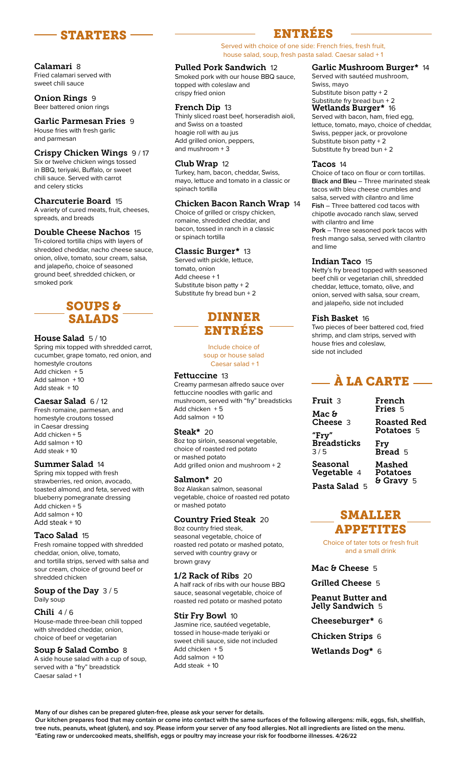## STARTERS

**Calamari** 8
Fried calamari served with sweet chili sauce

**Onion Rings** 9
Beer battered onion rings

**Garlic Parmesan Fries** 9
House fries with fresh garlic and parmesan

**Crispy Chicken Wings** 9 / 17
Six or twelve chicken wings tossed in BBQ, teriyaki, Buffalo, or sweet chili sauce. Served with carrot and celery sticks

**Charcuterie Board** 15
A variety of cured meats, fruit, cheeses, spreads, and breads

**Double Cheese Nachos** 15
Tri-colored tortilla chips with layers of shredded cheddar, nacho cheese sauce, onion, olive, tomato, sour cream, salsa, and jalapeño, choice of seasoned ground beef, shredded chicken, or smoked pork

## SOUPS & SALADS

**House Salad** 5 / 10
Spring mix topped with shredded carrot, cucumber, grape tomato, red onion, and homestyle croutons
Add chicken + 5
Add salmon + 10
Add steak + 10

**Caesar Salad** 6 / 12
Fresh romaine, parmesan, and homestyle croutons tossed in Caesar dressing
Add chicken + 5
Add salmon + 10
Add steak + 10

**Summer Salad** 14
Spring mix topped with fresh strawberries, red onion, avocado, toasted almond, and feta, served with blueberry pomegranate dressing
Add chicken + 5
Add salmon + 10
Add steak + 10

**Taco Salad** 15
Fresh romaine topped with shredded cheddar, onion, olive, tomato, and tortilla strips, served with salsa and sour cream, choice of ground beef or shredded chicken

**Soup of the Day** 3 / 5
Daily soup

**Chili** 4 / 6
House-made three-bean chili topped with shredded cheddar, onion, choice of beef or vegetarian

**Soup & Salad Combo** 8
A side house salad with a cup of soup, served with a "fry" breadstick
Caesar salad + 1

## ENTRÉES

Served with choice of one side: French fries, fresh fruit, house salad, soup, fresh pasta salad. Caesar salad + 1

**Pulled Pork Sandwich** 12
Smoked pork with our house BBQ sauce, topped with coleslaw and crispy fried onion

**French Dip** 13
Thinly sliced roast beef, horseradish aioli, and Swiss on a toasted hoagie roll with au jus
Add grilled onion, peppers, and mushroom + 3

**Club Wrap** 12
Turkey, ham, bacon, cheddar, Swiss, mayo, lettuce and tomato in a classic or spinach tortilla

**Chicken Bacon Ranch Wrap** 14
Choice of grilled or crispy chicken, romaine, shredded cheddar, and bacon, tossed in ranch in a classic or spinach tortilla

**Classic Burger*** 13
Served with pickle, lettuce, tomato, onion
Add cheese + 1
Substitute bison patty + 2
Substitute fry bread bun + 2

**Garlic Mushroom Burger*** 14
Served with sautéed mushroom, Swiss, mayo
Substitute bison patty + 2
Substitute fry bread bun + 2

**Wetlands Burger*** 16
Served with bacon, ham, fried egg, lettuce, tomato, mayo, choice of cheddar, Swiss, pepper jack, or provolone
Substitute bison patty + 2
Substitute fry bread bun + 2

**Tacos** 14
Choice of taco on flour or corn tortillas.
**Black and Bleu** – Three marinated steak tacos with bleu cheese crumbles and salsa, served with cilantro and lime
**Fish** – Three battered cod tacos with chipotle avocado ranch slaw, served with cilantro and lime
**Pork** – Three seasoned pork tacos with fresh mango salsa, served with cilantro and lime

**Indian Taco** 15
Netty's fry bread topped with seasoned beef chili or vegetarian chili, shredded cheddar, lettuce, tomato, olive, and onion, served with salsa, sour cream, and jalapeño, side not included

**Fish Basket** 16
Two pieces of beer battered cod, fried shrimp, and clam strips, served with house fries and coleslaw, side not included

## DINNER ENTRÉES

Include choice of soup or house salad
Caesar salad + 1

**Fettuccine** 13
Creamy parmesan alfredo sauce over fettuccine noodles with garlic and mushroom, served with "fry" breadsticks
Add chicken + 5
Add salmon + 10

**Steak*** 20
8oz top sirloin, seasonal vegetable, choice of roasted red potato or mashed potato
Add grilled onion and mushroom + 2

**Salmon*** 20
8oz Alaskan salmon, seasonal vegetable, choice of roasted red potato or mashed potato

**Country Fried Steak** 20
8oz country fried steak, seasonal vegetable, choice of roasted red potato or mashed potato, served with country gravy or brown gravy

**1/2 Rack of Ribs** 20
A half rack of ribs with our house BBQ sauce, seasonal vegetable, choice of roasted red potato or mashed potato

**Stir Fry Bowl** 10
Jasmine rice, sautéed vegetable, tossed in house-made teriyaki or sweet chili sauce, side not included
Add chicken + 5
Add salmon + 10
Add steak + 10

## À LA CARTE

**Fruit** 3
**Mac & Cheese** 3
**"Fry" Breadsticks** 3 / 5
**Seasonal Vegetable** 4
**Pasta Salad** 5
**French Fries** 5
**Roasted Red Potatoes** 5
**Fry Bread** 5
**Mashed Potatoes & Gravy** 5

## SMALLER APPETITES

Choice of tater tots or fresh fruit and a small drink

**Mac & Cheese** 5
**Grilled Cheese** 5
**Peanut Butter and Jelly Sandwich** 5
**Cheeseburger*** 6
**Chicken Strips** 6
**Wetlands Dog*** 6

---

Many of our dishes can be prepared gluten-free, please ask your server for details.
Our kitchen prepares food that may contain or come into contact with the same surfaces of the following allergens: milk, eggs, fish, shellfish, tree nuts, peanuts, wheat (gluten), and soy. Please inform your server of any food allergies. Not all ingredients are listed on the menu.
*Eating raw or undercooked meats, shellfish, eggs or poultry may increase your risk for foodborne illnesses. 4/26/22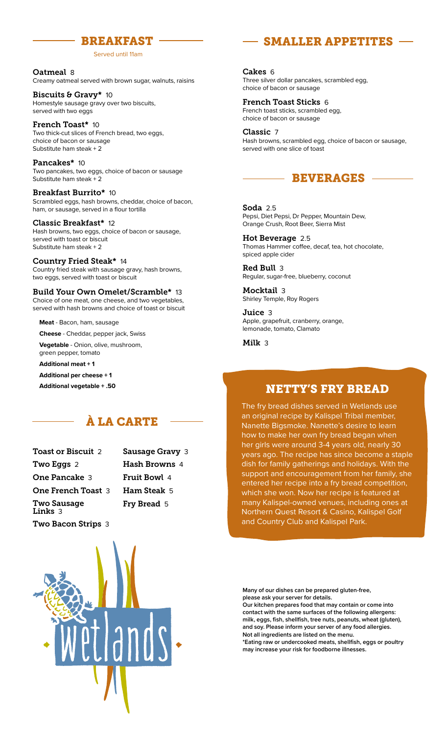## BREAKFAST

Served until 11am

**Oatmeal** 8
Creamy oatmeal served with brown sugar, walnuts, raisins

**Biscuits & Gravy*** 10
Homestyle sausage gravy over two biscuits, served with two eggs

**French Toast*** 10
Two thick-cut slices of French bread, two eggs, choice of bacon or sausage
Substitute ham steak + 2

**Pancakes*** 10
Two pancakes, two eggs, choice of bacon or sausage
Substitute ham steak + 2

**Breakfast Burrito*** 10
Scrambled eggs, hash browns, cheddar, choice of bacon, ham, or sausage, served in a flour tortilla

**Classic Breakfast*** 12
Hash browns, two eggs, choice of bacon or sausage, served with toast or biscuit
Substitute ham steak + 2

**Country Fried Steak*** 14
Country fried steak with sausage gravy, hash browns, two eggs, served with toast or biscuit

**Build Your Own Omelet/Scramble*** 13
Choice of one meat, one cheese, and two vegetables, served with hash browns and choice of toast or biscuit

**Meat** - Bacon, ham, sausage

**Cheese** - Cheddar, pepper jack, Swiss

**Vegetable** - Onion, olive, mushroom, green pepper, tomato

**Additional meat + 1**

**Additional per cheese + 1**

**Additional vegetable + .50**

## À LA CARTE

**Toast or Biscuit** 2
**Two Eggs** 2
**One Pancake** 3
**One French Toast** 3
**Two Sausage Links** 3
**Two Bacon Strips** 3
**Sausage Gravy** 3
**Hash Browns** 4
**Fruit Bowl** 4
**Ham Steak** 5
**Fry Bread** 5

wetlands

## SMALLER APPETITES

**Cakes** 6
Three silver dollar pancakes, scrambled egg, choice of bacon or sausage

**French Toast Sticks** 6
French toast sticks, scrambled egg, choice of bacon or sausage

**Classic** 7
Hash browns, scrambled egg, choice of bacon or sausage, served with one slice of toast

## BEVERAGES

**Soda** 2.5
Pepsi, Diet Pepsi, Dr Pepper, Mountain Dew, Orange Crush, Root Beer, Sierra Mist

**Hot Beverage** 2.5
Thomas Hammer coffee, decaf, tea, hot chocolate, spiced apple cider

**Red Bull** 3
Regular, sugar-free, blueberry, coconut

**Mocktail** 3
Shirley Temple, Roy Rogers

**Juice** 3
Apple, grapefruit, cranberry, orange, lemonade, tomato, Clamato

**Milk** 3

## NETTY'S FRY BREAD

The fry bread dishes served in Wetlands use an original recipe by Kalispel Tribal member, Nanette Bigsmoke. Nanette's desire to learn how to make her own fry bread began when her girls were around 3-4 years old, nearly 30 years ago. The recipe has since become a staple dish for family gatherings and holidays. With the support and encouragement from her family, she entered her recipe into a fry bread competition, which she won. Now her recipe is featured at many Kalispel-owned venues, including ones at Northern Quest Resort & Casino, Kalispel Golf and Country Club and Kalispel Park.

**Many of our dishes can be prepared gluten-free, please ask your server for details.**
**Our kitchen prepares food that may contain or come into contact with the same surfaces of the following allergens: milk, eggs, fish, shellfish, tree nuts, peanuts, wheat (gluten), and soy. Please inform your server of any food allergies.**
**Not all ingredients are listed on the menu.**
***Eating raw or undercooked meats, shellfish, eggs or poultry may increase your risk for foodborne illnesses.**